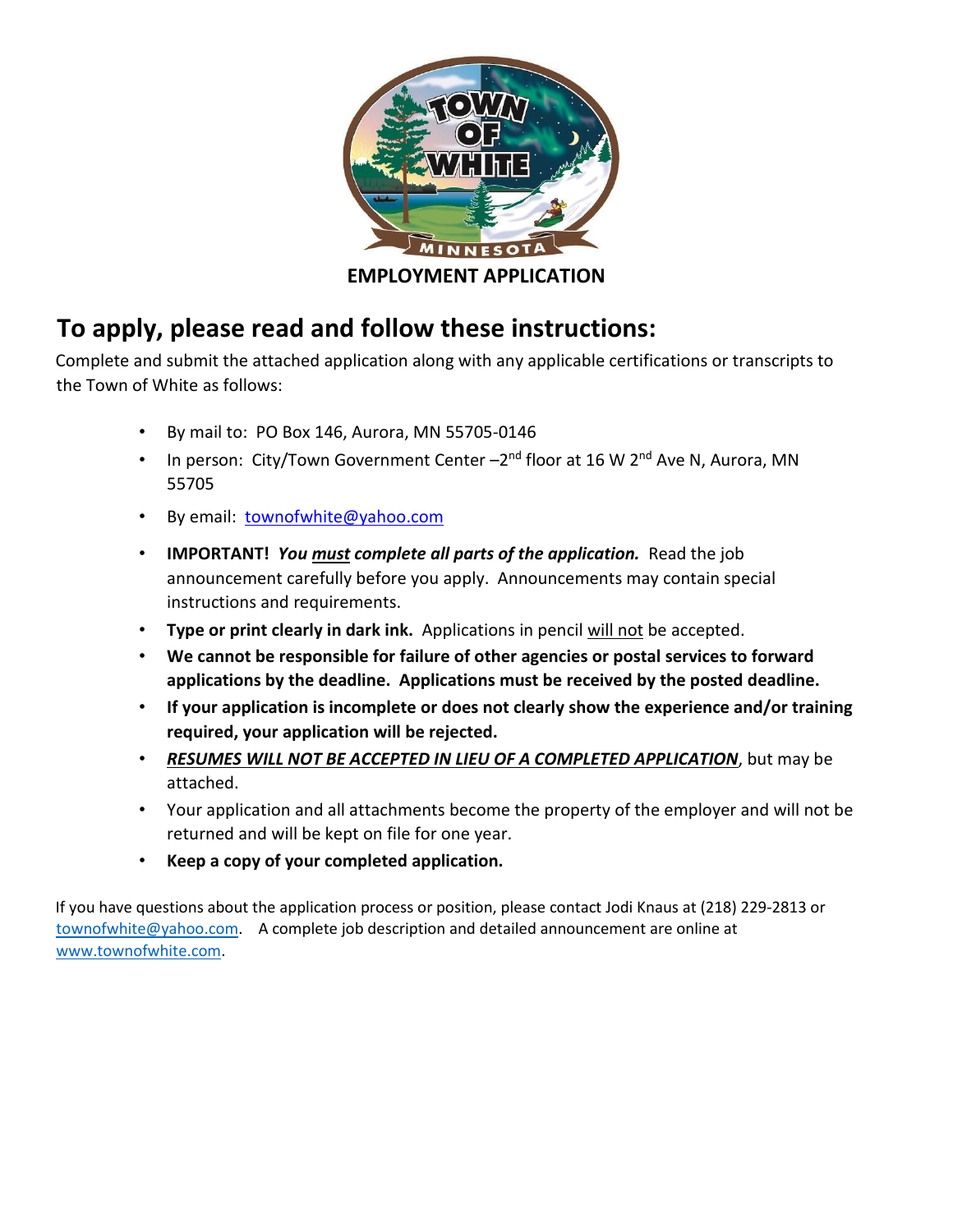# EMPLOYMENT APPLICATION

## To apply, please read and follow these instructions:

Complete and submit the attached application along with any applicable certifications or transcripts to the Town of White as follows:

- By mail to: PO Box 146, Aurora, MN 55705-0146
- In person: City/Town Government Center –2nd floor at 16 W 2nd Ave N, Aurora, MN 55705
- By email: townofwhite@yahoo.com
- **IMPORTANT!** ***You must complete all parts of the application.*** Read the job announcement carefully before you apply. Announcements may contain special instructions and requirements.
- **Type or print clearly in dark ink.** Applications in pencil will not be accepted.
- **We cannot be responsible for failure of other agencies or postal services to forward applications by the deadline. Applications must be received by the posted deadline.**
- **If your application is incomplete or does not clearly show the experience and/or training required, your application will be rejected.**
- ***RESUMES WILL NOT BE ACCEPTED IN LIEU OF A COMPLETED APPLICATION***, but may be attached.
- Your application and all attachments become the property of the employer and will not be returned and will be kept on file for one year.
- **Keep a copy of your completed application.**

If you have questions about the application process or position, please contact Jodi Knaus at (218) 229-2813 or townofwhite@yahoo.com. A complete job description and detailed announcement are online at www.townofwhite.com.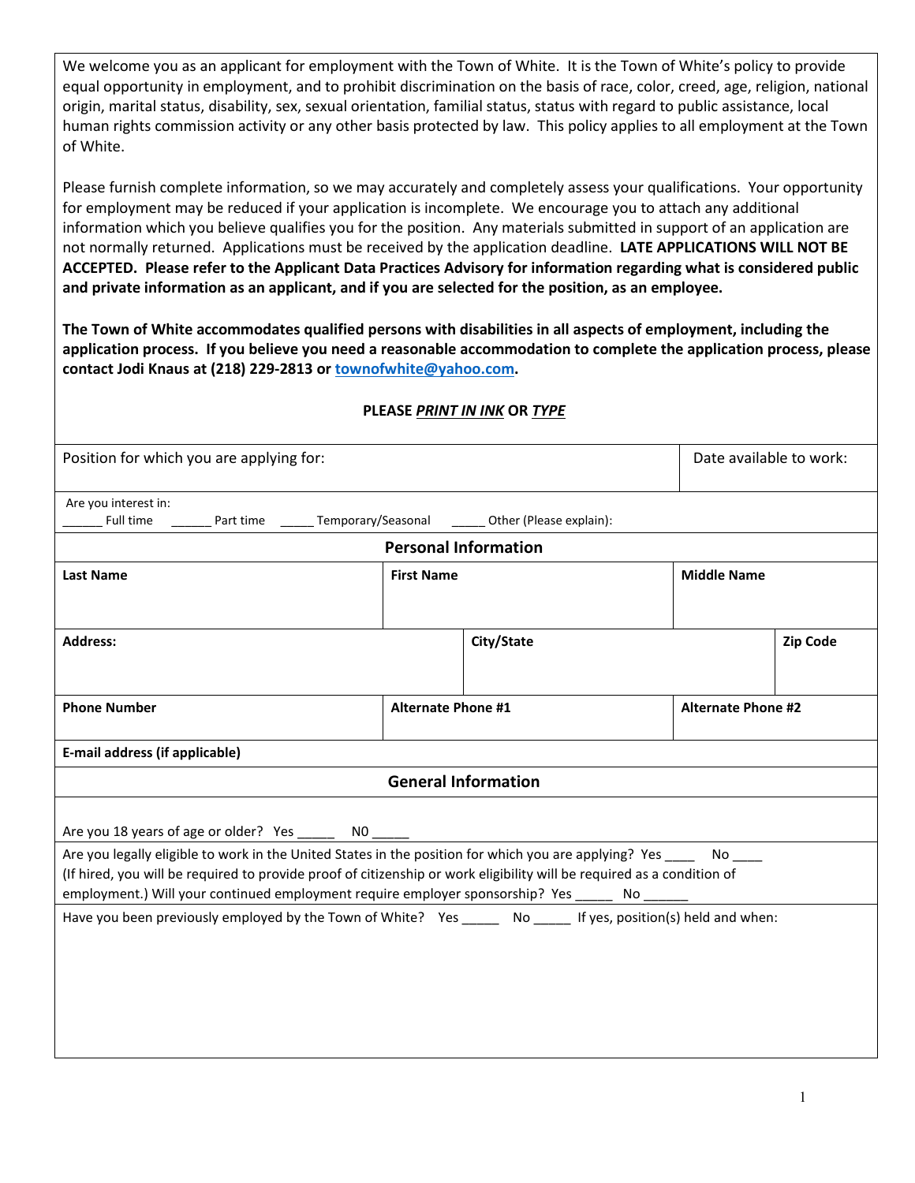We welcome you as an applicant for employment with the Town of White. It is the Town of White's policy to provide equal opportunity in employment, and to prohibit discrimination on the basis of race, color, creed, age, religion, national origin, marital status, disability, sex, sexual orientation, familial status, status with regard to public assistance, local human rights commission activity or any other basis protected by law. This policy applies to all employment at the Town of White.

Please furnish complete information, so we may accurately and completely assess your qualifications. Your opportunity for employment may be reduced if your application is incomplete. We encourage you to attach any additional information which you believe qualifies you for the position. Any materials submitted in support of an application are not normally returned. Applications must be received by the application deadline. **LATE APPLICATIONS WILL NOT BE ACCEPTED. Please refer to the Applicant Data Practices Advisory for information regarding what is considered public and private information as an applicant, and if you are selected for the position, as an employee.**

**The Town of White accommodates qualified persons with disabilities in all aspects of employment, including the application process. If you believe you need a reasonable accommodation to complete the application process, please contact Jodi Knaus at (218) 229-2813 or townofwhite@yahoo.com.**

**PLEASE *PRINT IN INK* OR *TYPE***

| Position for which you are applying for: | Date available to work: |
|---|---|

Are you interest in:
______ Full time ______ Part time _____ Temporary/Seasonal _____ Other (Please explain):

## Personal Information

| **Last Name** | **First Name** | **Middle Name** |
|---|---|---|
| | | |

| **Address:** | **City/State** | **Zip Code** |
|---|---|---|
| | | |

| **Phone Number** | **Alternate Phone #1** | **Alternate Phone #2** |
|---|---|---|
| | | |

**E-mail address (if applicable)**

## General Information

Are you 18 years of age or older? Yes _____ N0 _____

Are you legally eligible to work in the United States in the position for which you are applying? Yes ____ No ____
(If hired, you will be required to provide proof of citizenship or work eligibility will be required as a condition of employment.) Will your continued employment require employer sponsorship? Yes _____ No ______

Have you been previously employed by the Town of White? Yes _____ No _____ If yes, position(s) held and when: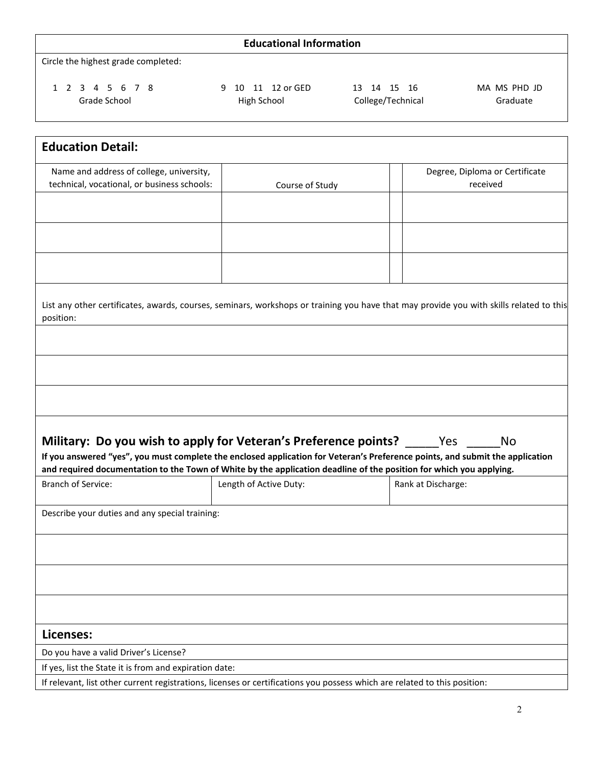## Educational Information

Circle the highest grade completed:

| 1 2 3 4 5 6 7 8 | 9 10 11 12 or GED | 13 14 15 16 | MA MS PHD JD |
|---|---|---|---|
| Grade School | High School | College/Technical | Graduate |

## Education Detail:

| Name and address of college, university, technical, vocational, or business schools: | Course of Study | | Degree, Diploma or Certificate received |
|---|---|---|---|
| | | | |
| | | | |
| | | | |

List any other certificates, awards, courses, seminars, workshops or training you have that may provide you with skills related to this position:

| |
|---|
| |
| |
| |

## Military: Do you wish to apply for Veteran's Preference points? _____Yes _____No

**If you answered "yes", you must complete the enclosed application for Veteran's Preference points, and submit the application and required documentation to the Town of White by the application deadline of the position for which you applying.**

| Branch of Service: | Length of Active Duty: | Rank at Discharge: |
|---|---|---|
| | | |

Describe your duties and any special training:

| |
|---|
| |
| |
| |

## Licenses:

Do you have a valid Driver's License?

If yes, list the State it is from and expiration date:

If relevant, list other current registrations, licenses or certifications you possess which are related to this position: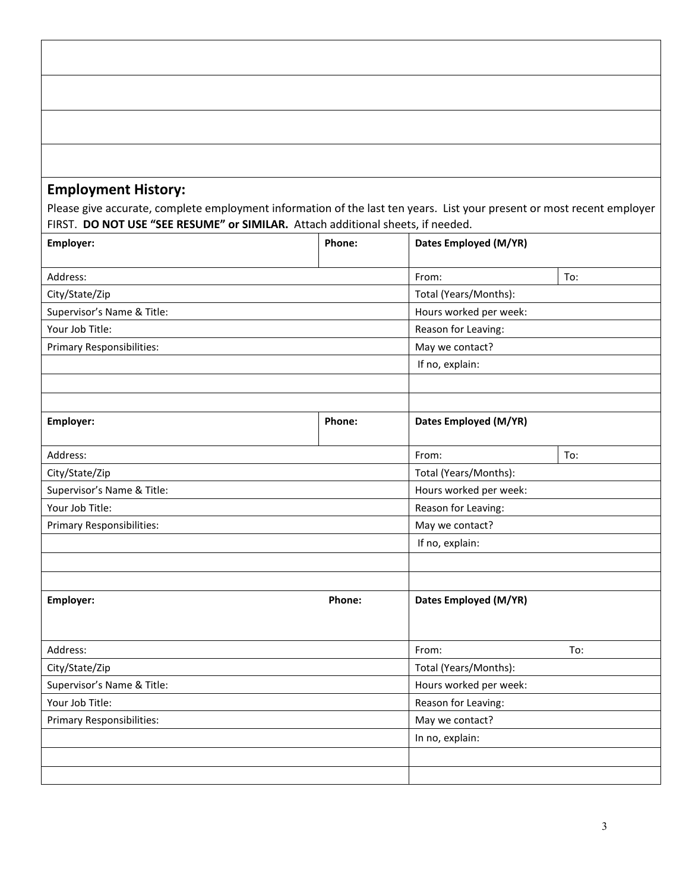## Employment History:

Please give accurate, complete employment information of the last ten years. List your present or most recent employer FIRST. **DO NOT USE "SEE RESUME" or SIMILAR.** Attach additional sheets, if needed.

| **Employer:** | **Phone:** | **Dates Employed (M/YR)** | |
|---|---|---|---|
| Address: | | From: | To: |
| City/State/Zip | | Total (Years/Months): | |
| Supervisor's Name & Title: | | Hours worked per week: | |
| Your Job Title: | | Reason for Leaving: | |
| Primary Responsibilities: | | May we contact? | |
| | | If no, explain: | |
| | | | |
| | | | |

| **Employer:** | **Phone:** | **Dates Employed (M/YR)** | |
|---|---|---|---|
| Address: | | From: | To: |
| City/State/Zip | | Total (Years/Months): | |
| Supervisor's Name & Title: | | Hours worked per week: | |
| Your Job Title: | | Reason for Leaving: | |
| Primary Responsibilities: | | May we contact? | |
| | | If no, explain: | |
| | | | |
| | | | |

| **Employer:** | **Phone:** | **Dates Employed (M/YR)** | |
|---|---|---|---|
| Address: | | From: | To: |
| City/State/Zip | | Total (Years/Months): | |
| Supervisor's Name & Title: | | Hours worked per week: | |
| Your Job Title: | | Reason for Leaving: | |
| Primary Responsibilities: | | May we contact? | |
| | | In no, explain: | |
| | | | |
| | | | |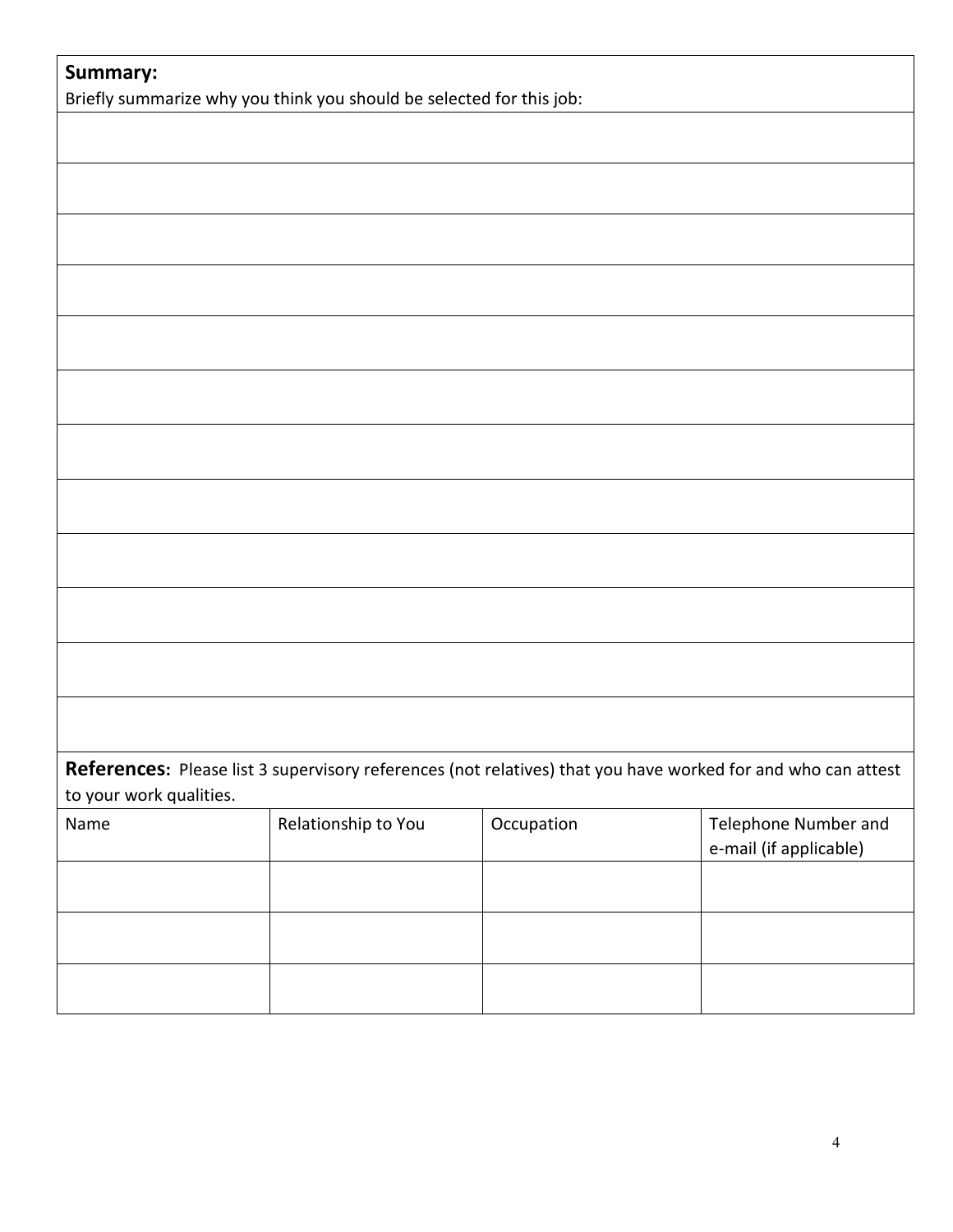**Summary:**

Briefly summarize why you think you should be selected for this job:

**References:** Please list 3 supervisory references (not relatives) that you have worked for and who can attest to your work qualities.

| Name | Relationship to You | Occupation | Telephone Number and e-mail (if applicable) |
| --- | --- | --- | --- |
| | | | |
| | | | |
| | | | |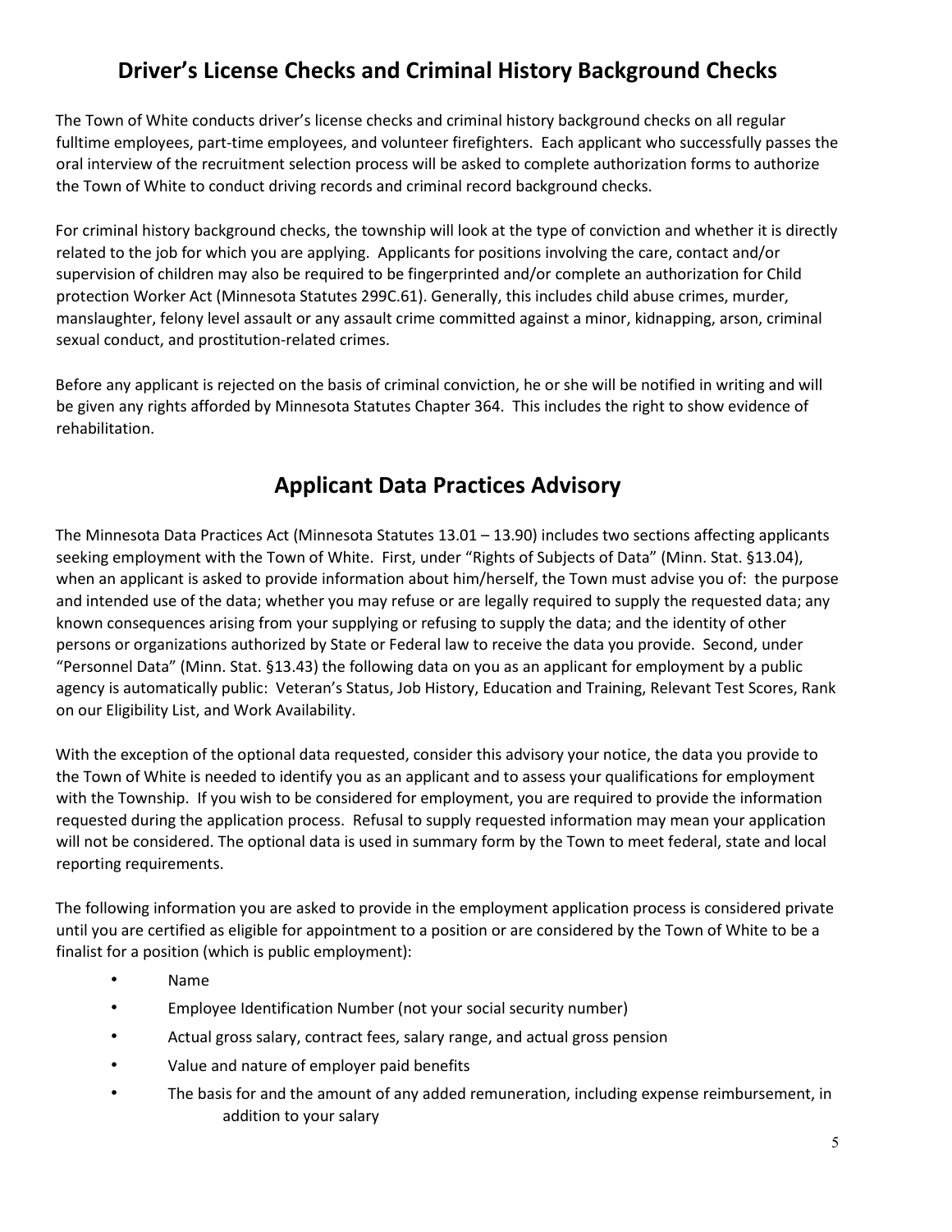## Driver's License Checks and Criminal History Background Checks

The Town of White conducts driver's license checks and criminal history background checks on all regular fulltime employees, part-time employees, and volunteer firefighters. Each applicant who successfully passes the oral interview of the recruitment selection process will be asked to complete authorization forms to authorize the Town of White to conduct driving records and criminal record background checks.

For criminal history background checks, the township will look at the type of conviction and whether it is directly related to the job for which you are applying. Applicants for positions involving the care, contact and/or supervision of children may also be required to be fingerprinted and/or complete an authorization for Child protection Worker Act (Minnesota Statutes 299C.61). Generally, this includes child abuse crimes, murder, manslaughter, felony level assault or any assault crime committed against a minor, kidnapping, arson, criminal sexual conduct, and prostitution-related crimes.

Before any applicant is rejected on the basis of criminal conviction, he or she will be notified in writing and will be given any rights afforded by Minnesota Statutes Chapter 364. This includes the right to show evidence of rehabilitation.

## Applicant Data Practices Advisory

The Minnesota Data Practices Act (Minnesota Statutes 13.01 – 13.90) includes two sections affecting applicants seeking employment with the Town of White. First, under "Rights of Subjects of Data" (Minn. Stat. §13.04), when an applicant is asked to provide information about him/herself, the Town must advise you of: the purpose and intended use of the data; whether you may refuse or are legally required to supply the requested data; any known consequences arising from your supplying or refusing to supply the data; and the identity of other persons or organizations authorized by State or Federal law to receive the data you provide. Second, under "Personnel Data" (Minn. Stat. §13.43) the following data on you as an applicant for employment by a public agency is automatically public: Veteran's Status, Job History, Education and Training, Relevant Test Scores, Rank on our Eligibility List, and Work Availability.

With the exception of the optional data requested, consider this advisory your notice, the data you provide to the Town of White is needed to identify you as an applicant and to assess your qualifications for employment with the Township. If you wish to be considered for employment, you are required to provide the information requested during the application process. Refusal to supply requested information may mean your application will not be considered. The optional data is used in summary form by the Town to meet federal, state and local reporting requirements.

The following information you are asked to provide in the employment application process is considered private until you are certified as eligible for appointment to a position or are considered by the Town of White to be a finalist for a position (which is public employment):

- Name
- Employee Identification Number (not your social security number)
- Actual gross salary, contract fees, salary range, and actual gross pension
- Value and nature of employer paid benefits
- The basis for and the amount of any added remuneration, including expense reimbursement, in addition to your salary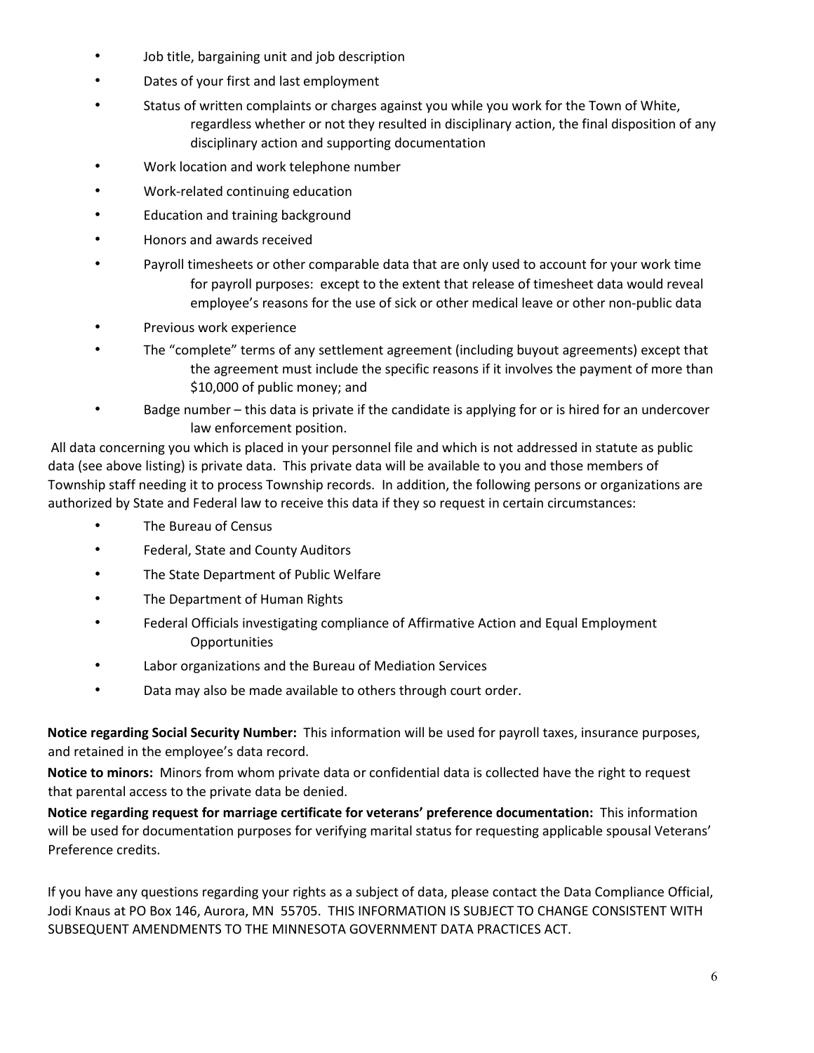- Job title, bargaining unit and job description
- Dates of your first and last employment
- Status of written complaints or charges against you while you work for the Town of White, regardless whether or not they resulted in disciplinary action, the final disposition of any disciplinary action and supporting documentation
- Work location and work telephone number
- Work-related continuing education
- Education and training background
- Honors and awards received
- Payroll timesheets or other comparable data that are only used to account for your work time for payroll purposes: except to the extent that release of timesheet data would reveal employee's reasons for the use of sick or other medical leave or other non-public data
- Previous work experience
- The "complete" terms of any settlement agreement (including buyout agreements) except that the agreement must include the specific reasons if it involves the payment of more than $10,000 of public money; and
- Badge number – this data is private if the candidate is applying for or is hired for an undercover law enforcement position.

All data concerning you which is placed in your personnel file and which is not addressed in statute as public data (see above listing) is private data. This private data will be available to you and those members of Township staff needing it to process Township records. In addition, the following persons or organizations are authorized by State and Federal law to receive this data if they so request in certain circumstances:

- The Bureau of Census
- Federal, State and County Auditors
- The State Department of Public Welfare
- The Department of Human Rights
- Federal Officials investigating compliance of Affirmative Action and Equal Employment Opportunities
- Labor organizations and the Bureau of Mediation Services
- Data may also be made available to others through court order.

**Notice regarding Social Security Number:** This information will be used for payroll taxes, insurance purposes, and retained in the employee's data record.

**Notice to minors:** Minors from whom private data or confidential data is collected have the right to request that parental access to the private data be denied.

**Notice regarding request for marriage certificate for veterans' preference documentation:** This information will be used for documentation purposes for verifying marital status for requesting applicable spousal Veterans' Preference credits.

If you have any questions regarding your rights as a subject of data, please contact the Data Compliance Official, Jodi Knaus at PO Box 146, Aurora, MN 55705. THIS INFORMATION IS SUBJECT TO CHANGE CONSISTENT WITH SUBSEQUENT AMENDMENTS TO THE MINNESOTA GOVERNMENT DATA PRACTICES ACT.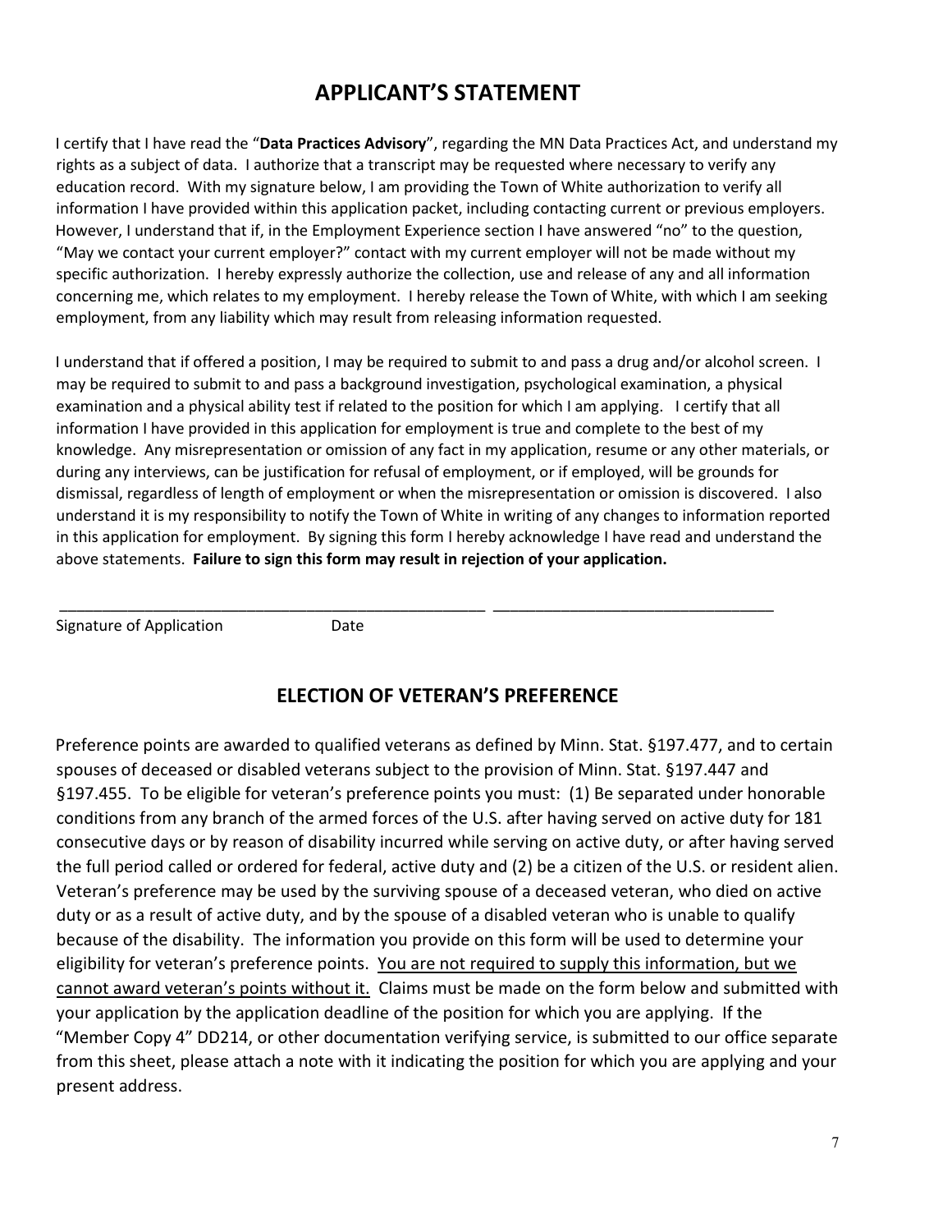## APPLICANT'S STATEMENT

I certify that I have read the "**Data Practices Advisory**", regarding the MN Data Practices Act, and understand my rights as a subject of data. I authorize that a transcript may be requested where necessary to verify any education record. With my signature below, I am providing the Town of White authorization to verify all information I have provided within this application packet, including contacting current or previous employers. However, I understand that if, in the Employment Experience section I have answered "no" to the question, "May we contact your current employer?" contact with my current employer will not be made without my specific authorization. I hereby expressly authorize the collection, use and release of any and all information concerning me, which relates to my employment. I hereby release the Town of White, with which I am seeking employment, from any liability which may result from releasing information requested.

I understand that if offered a position, I may be required to submit to and pass a drug and/or alcohol screen. I may be required to submit to and pass a background investigation, psychological examination, a physical examination and a physical ability test if related to the position for which I am applying. I certify that all information I have provided in this application for employment is true and complete to the best of my knowledge. Any misrepresentation or omission of any fact in my application, resume or any other materials, or during any interviews, can be justification for refusal of employment, or if employed, will be grounds for dismissal, regardless of length of employment or when the misrepresentation or omission is discovered. I also understand it is my responsibility to notify the Town of White in writing of any changes to information reported in this application for employment. By signing this form I hereby acknowledge I have read and understand the above statements. **Failure to sign this form may result in rejection of your application.**

\_\_\_\_\_\_\_\_\_\_\_\_\_\_\_\_\_\_\_\_\_\_\_\_\_\_\_\_\_\_\_\_\_\_\_\_\_\_\_\_\_\_\_\_\_\_\_\_ \_\_\_\_\_\_\_\_\_\_\_\_\_\_\_\_\_\_\_\_\_\_\_\_\_\_\_\_\_\_\_\_

Signature of Application Date

## ELECTION OF VETERAN'S PREFERENCE

Preference points are awarded to qualified veterans as defined by Minn. Stat. §197.477, and to certain spouses of deceased or disabled veterans subject to the provision of Minn. Stat. §197.447 and §197.455. To be eligible for veteran's preference points you must: (1) Be separated under honorable conditions from any branch of the armed forces of the U.S. after having served on active duty for 181 consecutive days or by reason of disability incurred while serving on active duty, or after having served the full period called or ordered for federal, active duty and (2) be a citizen of the U.S. or resident alien. Veteran's preference may be used by the surviving spouse of a deceased veteran, who died on active duty or as a result of active duty, and by the spouse of a disabled veteran who is unable to qualify because of the disability. The information you provide on this form will be used to determine your eligibility for veteran's preference points. <u>You are not required to supply this information, but we cannot award veteran's points without it.</u> Claims must be made on the form below and submitted with your application by the application deadline of the position for which you are applying. If the "Member Copy 4" DD214, or other documentation verifying service, is submitted to our office separate from this sheet, please attach a note with it indicating the position for which you are applying and your present address.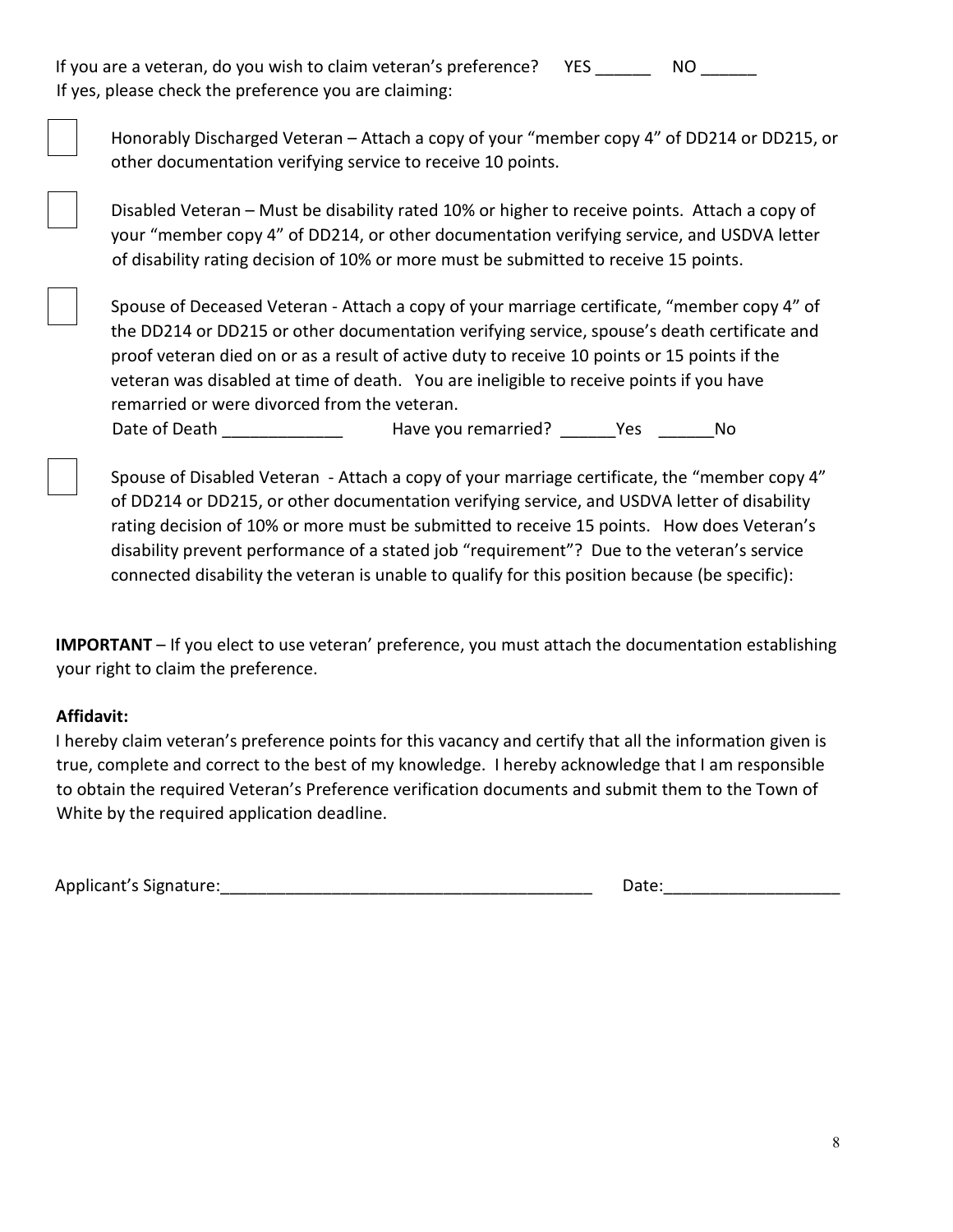If you are a veteran, do you wish to claim veteran's preference? YES ______ NO ______

If yes, please check the preference you are claiming:

☐ Honorably Discharged Veteran – Attach a copy of your "member copy 4" of DD214 or DD215, or other documentation verifying service to receive 10 points.

☐ Disabled Veteran – Must be disability rated 10% or higher to receive points. Attach a copy of your "member copy 4" of DD214, or other documentation verifying service, and USDVA letter of disability rating decision of 10% or more must be submitted to receive 15 points.

☐ Spouse of Deceased Veteran - Attach a copy of your marriage certificate, "member copy 4" of the DD214 or DD215 or other documentation verifying service, spouse's death certificate and proof veteran died on or as a result of active duty to receive 10 points or 15 points if the veteran was disabled at time of death. You are ineligible to receive points if you have remarried or were divorced from the veteran.

Date of Death _____________ Have you remarried? ______Yes ______No

☐ Spouse of Disabled Veteran - Attach a copy of your marriage certificate, the "member copy 4" of DD214 or DD215, or other documentation verifying service, and USDVA letter of disability rating decision of 10% or more must be submitted to receive 15 points. How does Veteran's disability prevent performance of a stated job "requirement"? Due to the veteran's service connected disability the veteran is unable to qualify for this position because (be specific):

**IMPORTANT** – If you elect to use veteran' preference, you must attach the documentation establishing your right to claim the preference.

**Affidavit:**

I hereby claim veteran's preference points for this vacancy and certify that all the information given is true, complete and correct to the best of my knowledge. I hereby acknowledge that I am responsible to obtain the required Veteran's Preference verification documents and submit them to the Town of White by the required application deadline.

Applicant's Signature:________________________________________ Date:__________________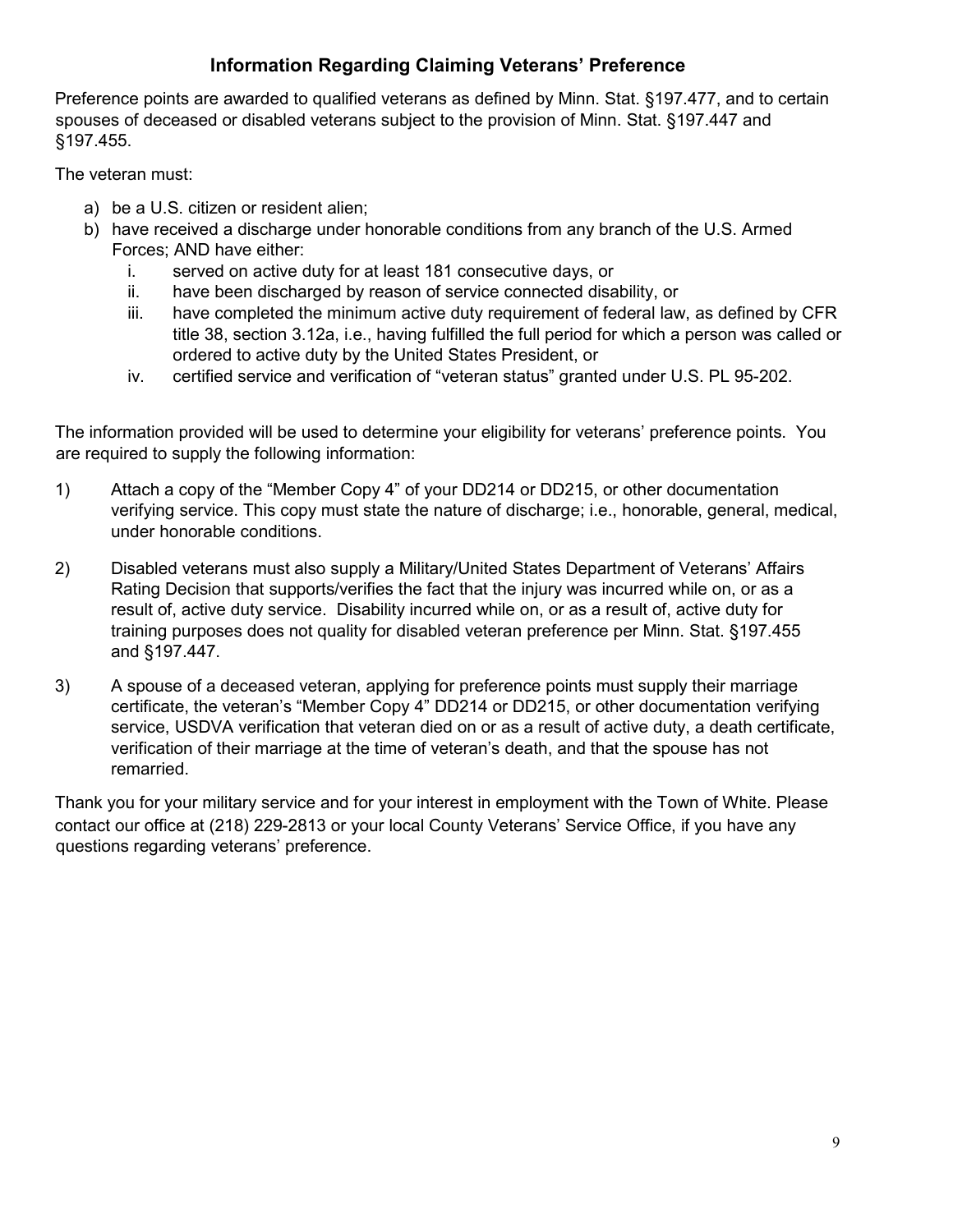## Information Regarding Claiming Veterans' Preference

Preference points are awarded to qualified veterans as defined by Minn. Stat. §197.477, and to certain spouses of deceased or disabled veterans subject to the provision of Minn. Stat. §197.447 and §197.455.

The veteran must:

a) be a U.S. citizen or resident alien;
b) have received a discharge under honorable conditions from any branch of the U.S. Armed Forces; AND have either:
    i. served on active duty for at least 181 consecutive days, or
    ii. have been discharged by reason of service connected disability, or
    iii. have completed the minimum active duty requirement of federal law, as defined by CFR title 38, section 3.12a, i.e., having fulfilled the full period for which a person was called or ordered to active duty by the United States President, or
    iv. certified service and verification of "veteran status" granted under U.S. PL 95-202.

The information provided will be used to determine your eligibility for veterans' preference points. You are required to supply the following information:

1) Attach a copy of the "Member Copy 4" of your DD214 or DD215, or other documentation verifying service. This copy must state the nature of discharge; i.e., honorable, general, medical, under honorable conditions.

2) Disabled veterans must also supply a Military/United States Department of Veterans' Affairs Rating Decision that supports/verifies the fact that the injury was incurred while on, or as a result of, active duty service. Disability incurred while on, or as a result of, active duty for training purposes does not quality for disabled veteran preference per Minn. Stat. §197.455 and §197.447.

3) A spouse of a deceased veteran, applying for preference points must supply their marriage certificate, the veteran's "Member Copy 4" DD214 or DD215, or other documentation verifying service, USDVA verification that veteran died on or as a result of active duty, a death certificate, verification of their marriage at the time of veteran's death, and that the spouse has not remarried.

Thank you for your military service and for your interest in employment with the Town of White. Please contact our office at (218) 229-2813 or your local County Veterans' Service Office, if you have any questions regarding veterans' preference.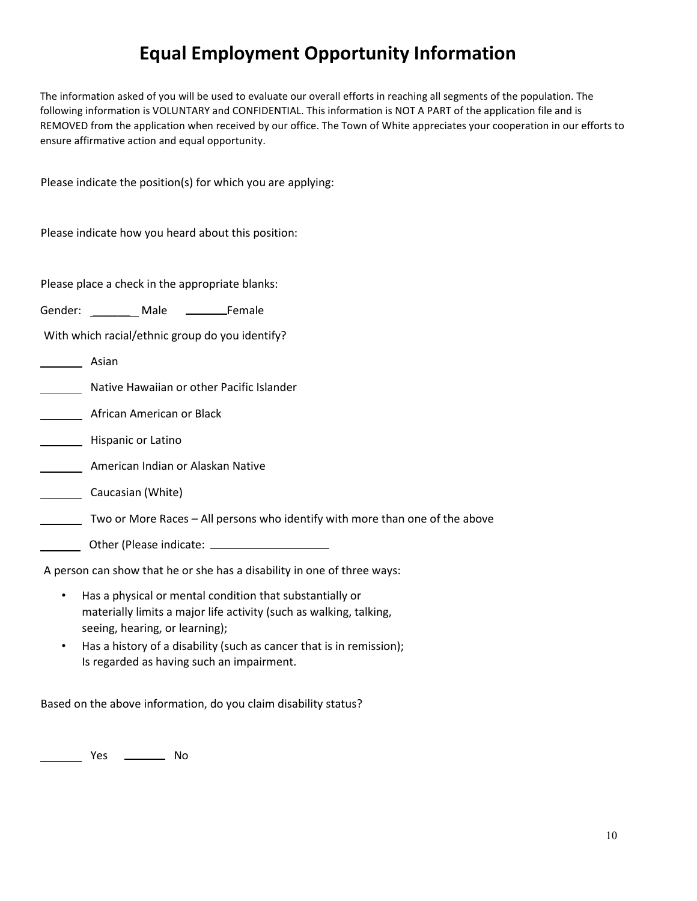# Equal Employment Opportunity Information

The information asked of you will be used to evaluate our overall efforts in reaching all segments of the population. The following information is VOLUNTARY and CONFIDENTIAL. This information is NOT A PART of the application file and is REMOVED from the application when received by our office. The Town of White appreciates your cooperation in our efforts to ensure affirmative action and equal opportunity.

Please indicate the position(s) for which you are applying:

Please indicate how you heard about this position:

Please place a check in the appropriate blanks:

Gender: _______ Male _______ Female

With which racial/ethnic group do you identify?

_______ Asian

_______ Native Hawaiian or other Pacific Islander

_______ African American or Black

_______ Hispanic or Latino

_______ American Indian or Alaskan Native

_______ Caucasian (White)

_______ Two or More Races – All persons who identify with more than one of the above

_______ Other (Please indicate: ____________________

A person can show that he or she has a disability in one of three ways:

- Has a physical or mental condition that substantially or materially limits a major life activity (such as walking, talking, seeing, hearing, or learning);
- Has a history of a disability (such as cancer that is in remission); Is regarded as having such an impairment.

Based on the above information, do you claim disability status?

_______ Yes _______ No